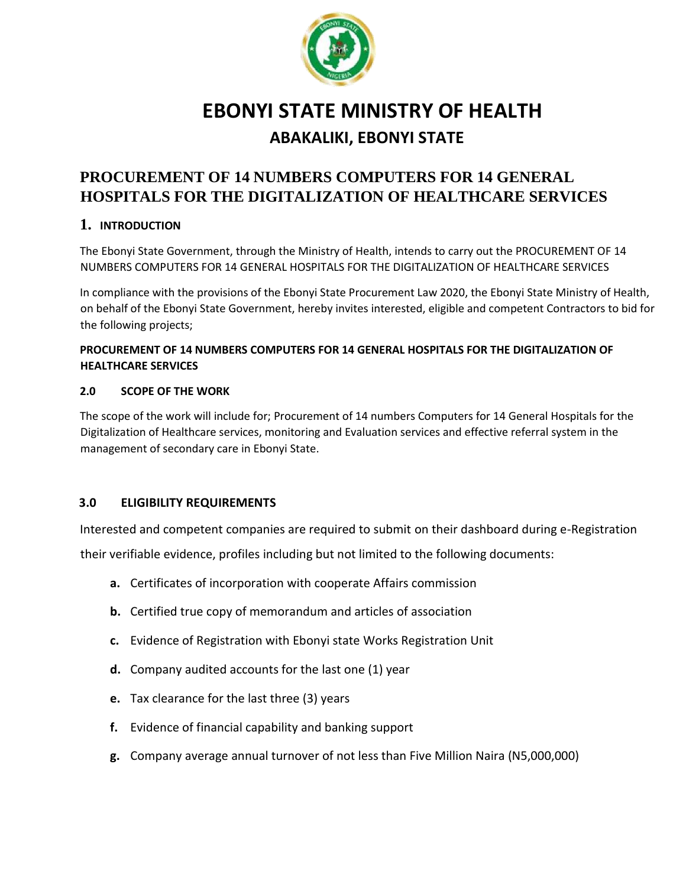# EBONYI STATE MINISTRY OF HEALTH

## ABAKALIKI, EBONYI STATE

## PROCUREMENT OF 14 NUMBERS COMPUTERS FOR 14 GENERAL HOSPITALS FOR THE DIGITALIZATION OF HEALTHCARE SERVICES

### 1. INTRODUCTION

The Ebonyi State Government, through the Ministry of Health, intends to carry out the PROCUREMENT OF 14 NUMBERS COMPUTERS FOR 14 GENERAL HOSPITALS FOR THE DIGITALIZATION OF HEALTHCARE SERVICES

In compliance with the provisions of the Ebonyi State Procurement Law 2020, the Ebonyi State Ministry of Health, on behalf of the Ebonyi State Government, hereby invites interested, eligible and competent Contractors to bid for the following projects;

**PROCUREMENT OF 14 NUMBERS COMPUTERS FOR 14 GENERAL HOSPITALS FOR THE DIGITALIZATION OF HEALTHCARE SERVICES**

### 2.0 SCOPE OF THE WORK

The scope of the work will include for; Procurement of 14 numbers Computers for 14 General Hospitals for the Digitalization of Healthcare services, monitoring and Evaluation services and effective referral system in the management of secondary care in Ebonyi State.

### 3.0 ELIGIBILITY REQUIREMENTS

Interested and competent companies are required to submit on their dashboard during e-Registration their verifiable evidence, profiles including but not limited to the following documents:

- **a.** Certificates of incorporation with cooperate Affairs commission
- **b.** Certified true copy of memorandum and articles of association
- **c.** Evidence of Registration with Ebonyi state Works Registration Unit
- **d.** Company audited accounts for the last one (1) year
- **e.** Tax clearance for the last three (3) years
- **f.** Evidence of financial capability and banking support
- **g.** Company average annual turnover of not less than Five Million Naira (N5,000,000)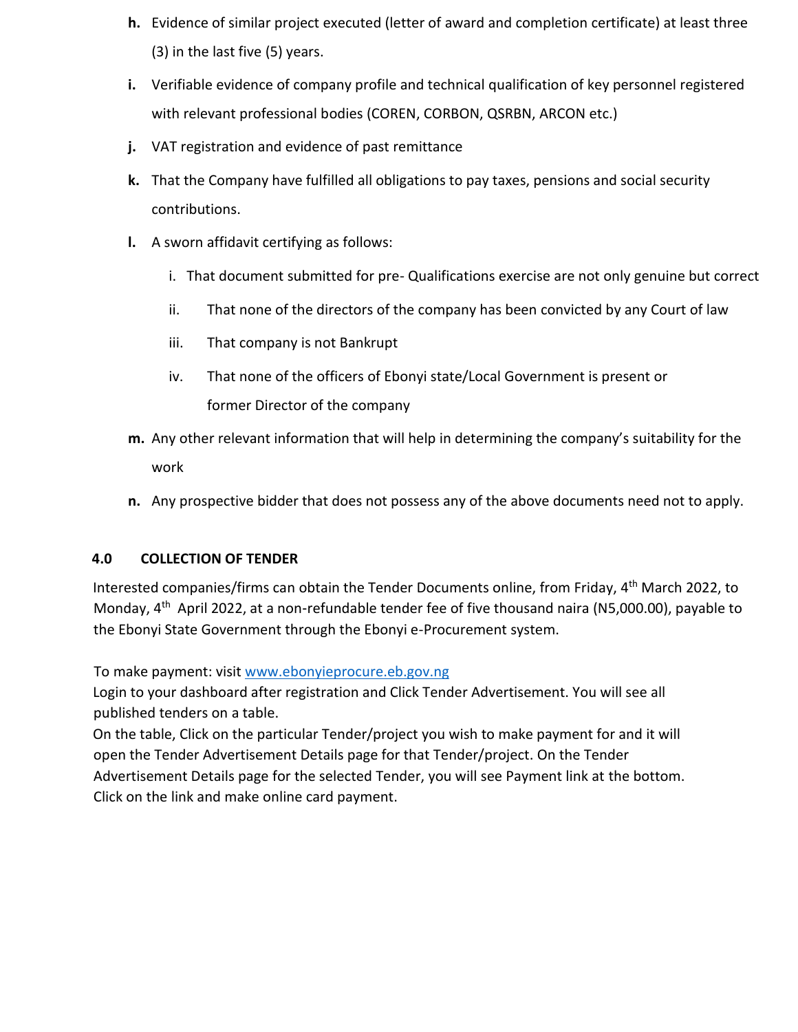**h.** Evidence of similar project executed (letter of award and completion certificate) at least three (3) in the last five (5) years.

**i.** Verifiable evidence of company profile and technical qualification of key personnel registered with relevant professional bodies (COREN, CORBON, QSRBN, ARCON etc.)

**j.** VAT registration and evidence of past remittance

**k.** That the Company have fulfilled all obligations to pay taxes, pensions and social security contributions.

**l.** A sworn affidavit certifying as follows:

   i. That document submitted for pre- Qualifications exercise are not only genuine but correct

   ii. That none of the directors of the company has been convicted by any Court of law

   iii. That company is not Bankrupt

   iv. That none of the officers of Ebonyi state/Local Government is present or former Director of the company

**m.** Any other relevant information that will help in determining the company's suitability for the work

**n.** Any prospective bidder that does not possess any of the above documents need not to apply.

## 4.0 COLLECTION OF TENDER

Interested companies/firms can obtain the Tender Documents online, from Friday, 4th March 2022, to Monday, 4th April 2022, at a non-refundable tender fee of five thousand naira (N5,000.00), payable to the Ebonyi State Government through the Ebonyi e-Procurement system.

To make payment: visit www.ebonyieprocure.eb.gov.ng
Login to your dashboard after registration and Click Tender Advertisement. You will see all published tenders on a table.
On the table, Click on the particular Tender/project you wish to make payment for and it will open the Tender Advertisement Details page for that Tender/project. On the Tender Advertisement Details page for the selected Tender, you will see Payment link at the bottom. Click on the link and make online card payment.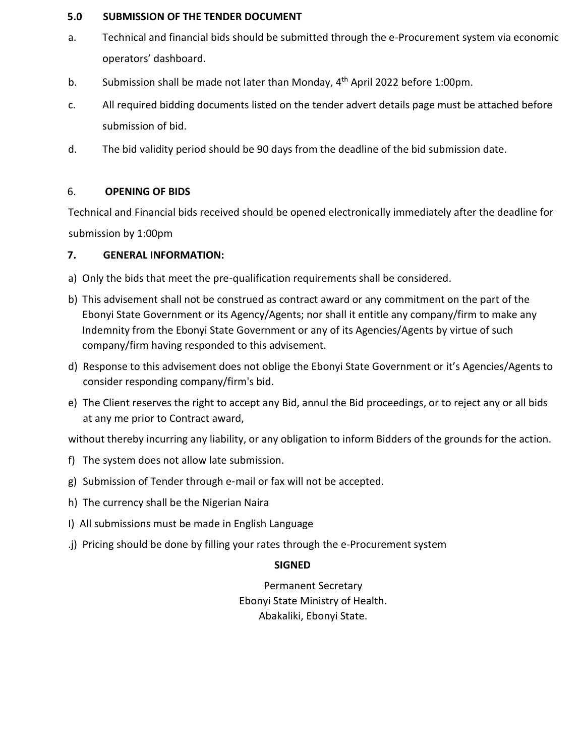**5.0 SUBMISSION OF THE TENDER DOCUMENT**

a. Technical and financial bids should be submitted through the e-Procurement system via economic operators' dashboard.

b. Submission shall be made not later than Monday, 4th April 2022 before 1:00pm.

c. All required bidding documents listed on the tender advert details page must be attached before submission of bid.

d. The bid validity period should be 90 days from the deadline of the bid submission date.

6. **OPENING OF BIDS**

Technical and Financial bids received should be opened electronically immediately after the deadline for submission by 1:00pm

**7. GENERAL INFORMATION:**

a) Only the bids that meet the pre-qualification requirements shall be considered.

b) This advisement shall not be construed as contract award or any commitment on the part of the Ebonyi State Government or its Agency/Agents; nor shall it entitle any company/firm to make any Indemnity from the Ebonyi State Government or any of its Agencies/Agents by virtue of such company/firm having responded to this advisement.

d) Response to this advisement does not oblige the Ebonyi State Government or it's Agencies/Agents to consider responding company/firm's bid.

e) The Client reserves the right to accept any Bid, annul the Bid proceedings, or to reject any or all bids at any me prior to Contract award,

without thereby incurring any liability, or any obligation to inform Bidders of the grounds for the action.

f) The system does not allow late submission.

g) Submission of Tender through e-mail or fax will not be accepted.

h) The currency shall be the Nigerian Naira

I) All submissions must be made in English Language

.j) Pricing should be done by filling your rates through the e-Procurement system

**SIGNED**

Permanent Secretary
Ebonyi State Ministry of Health.
Abakaliki, Ebonyi State.